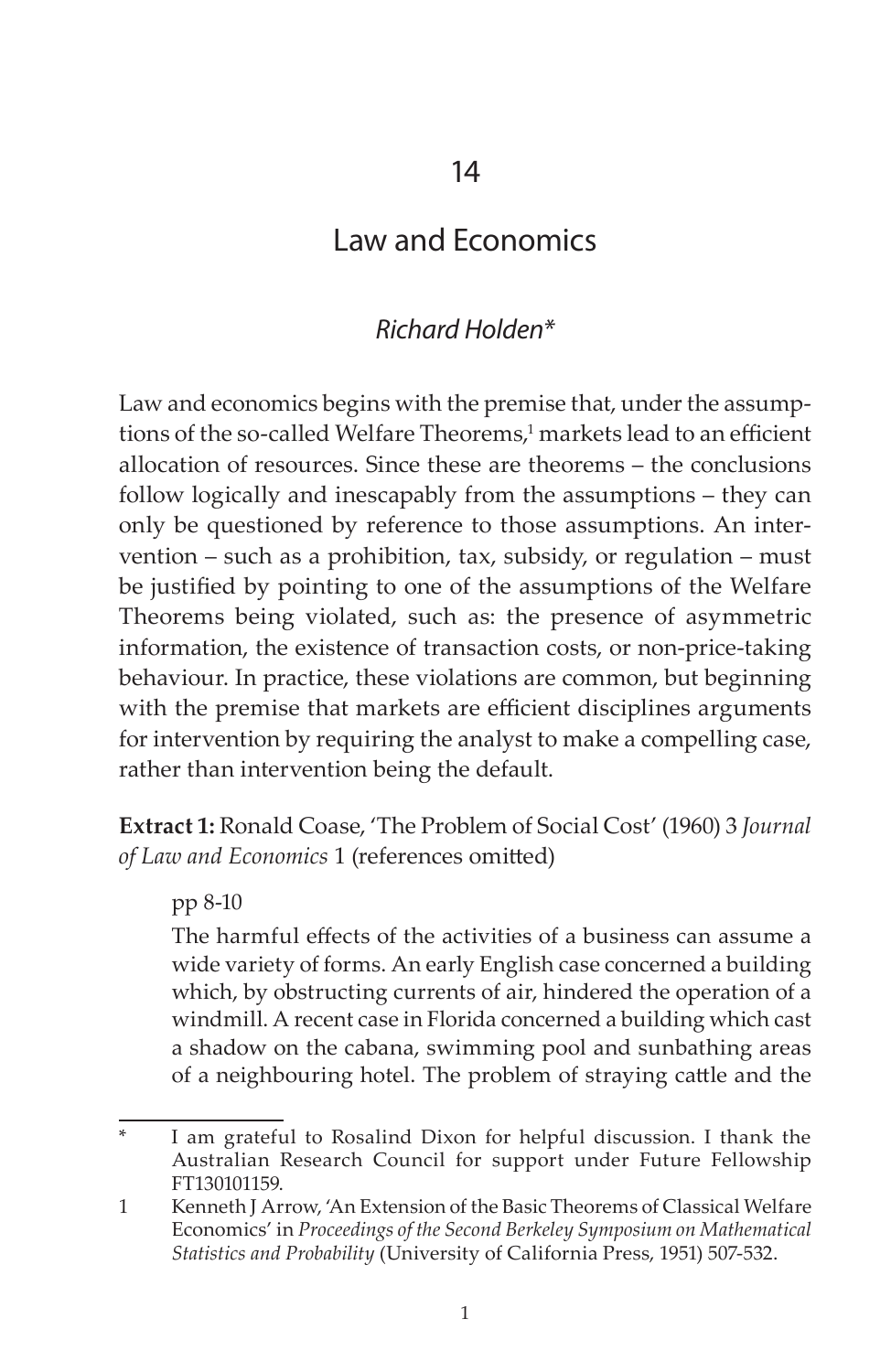# 14

# Law and Economics

## *Richard Holden\**

Law and economics begins with the premise that, under the assumptions of the so-called Welfare Theorems,[1] markets lead to an efficient allocation of resources. Since these are theorems – the conclusions follow logically and inescapably from the assumptions – they can only be questioned by reference to those assumptions. An intervention – such as a prohibition, tax, subsidy, or regulation – must be justified by pointing to one of the assumptions of the Welfare Theorems being violated, such as: the presence of asymmetric information, the existence of transaction costs, or non-price-taking behaviour. In practice, these violations are common, but beginning with the premise that markets are efficient disciplines arguments for intervention by requiring the analyst to make a compelling case, rather than intervention being the default.

**Extract 1:** Ronald Coase, 'The Problem of Social Cost' (1960) 3 *Journal of Law and Economics* 1 (references omitted)

> pp 8-10
>
> The harmful effects of the activities of a business can assume a wide variety of forms. An early English case concerned a building which, by obstructing currents of air, hindered the operation of a windmill. A recent case in Florida concerned a building which cast a shadow on the cabana, swimming pool and sunbathing areas of a neighbouring hotel. The problem of straying cattle and the

---

\* I am grateful to Rosalind Dixon for helpful discussion. I thank the Australian Research Council for support under Future Fellowship FT130101159.

1 Kenneth J Arrow, 'An Extension of the Basic Theorems of Classical Welfare Economics' in *Proceedings of the Second Berkeley Symposium on Mathematical Statistics and Probability* (University of California Press, 1951) 507-532.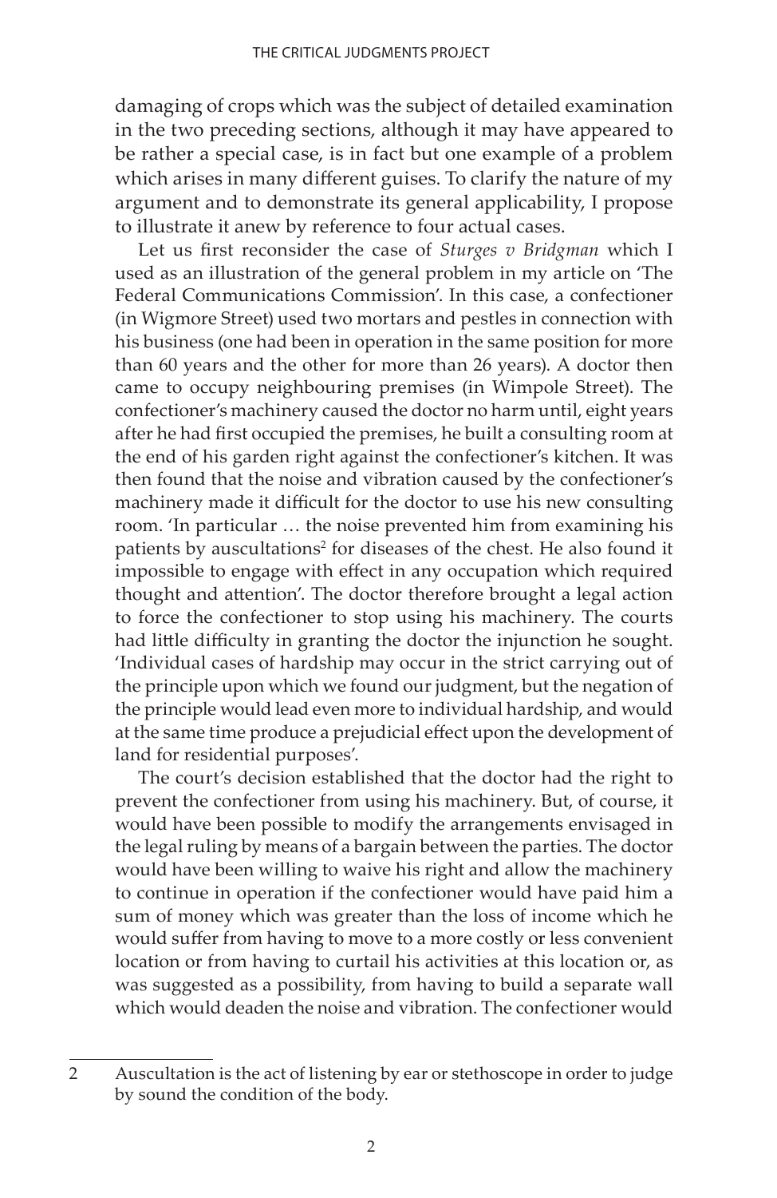damaging of crops which was the subject of detailed examination in the two preceding sections, although it may have appeared to be rather a special case, is in fact but one example of a problem which arises in many different guises. To clarify the nature of my argument and to demonstrate its general applicability, I propose to illustrate it anew by reference to four actual cases.

Let us first reconsider the case of *Sturges v Bridgman* which I used as an illustration of the general problem in my article on 'The Federal Communications Commission'. In this case, a confectioner (in Wigmore Street) used two mortars and pestles in connection with his business (one had been in operation in the same position for more than 60 years and the other for more than 26 years). A doctor then came to occupy neighbouring premises (in Wimpole Street). The confectioner's machinery caused the doctor no harm until, eight years after he had first occupied the premises, he built a consulting room at the end of his garden right against the confectioner's kitchen. It was then found that the noise and vibration caused by the confectioner's machinery made it difficult for the doctor to use his new consulting room. 'In particular … the noise prevented him from examining his patients by auscultations[2] for diseases of the chest. He also found it impossible to engage with effect in any occupation which required thought and attention'. The doctor therefore brought a legal action to force the confectioner to stop using his machinery. The courts had little difficulty in granting the doctor the injunction he sought. 'Individual cases of hardship may occur in the strict carrying out of the principle upon which we found our judgment, but the negation of the principle would lead even more to individual hardship, and would at the same time produce a prejudicial effect upon the development of land for residential purposes'.

The court's decision established that the doctor had the right to prevent the confectioner from using his machinery. But, of course, it would have been possible to modify the arrangements envisaged in the legal ruling by means of a bargain between the parties. The doctor would have been willing to waive his right and allow the machinery to continue in operation if the confectioner would have paid him a sum of money which was greater than the loss of income which he would suffer from having to move to a more costly or less convenient location or from having to curtail his activities at this location or, as was suggested as a possibility, from having to build a separate wall which would deaden the noise and vibration. The confectioner would

2 Auscultation is the act of listening by ear or stethoscope in order to judge by sound the condition of the body.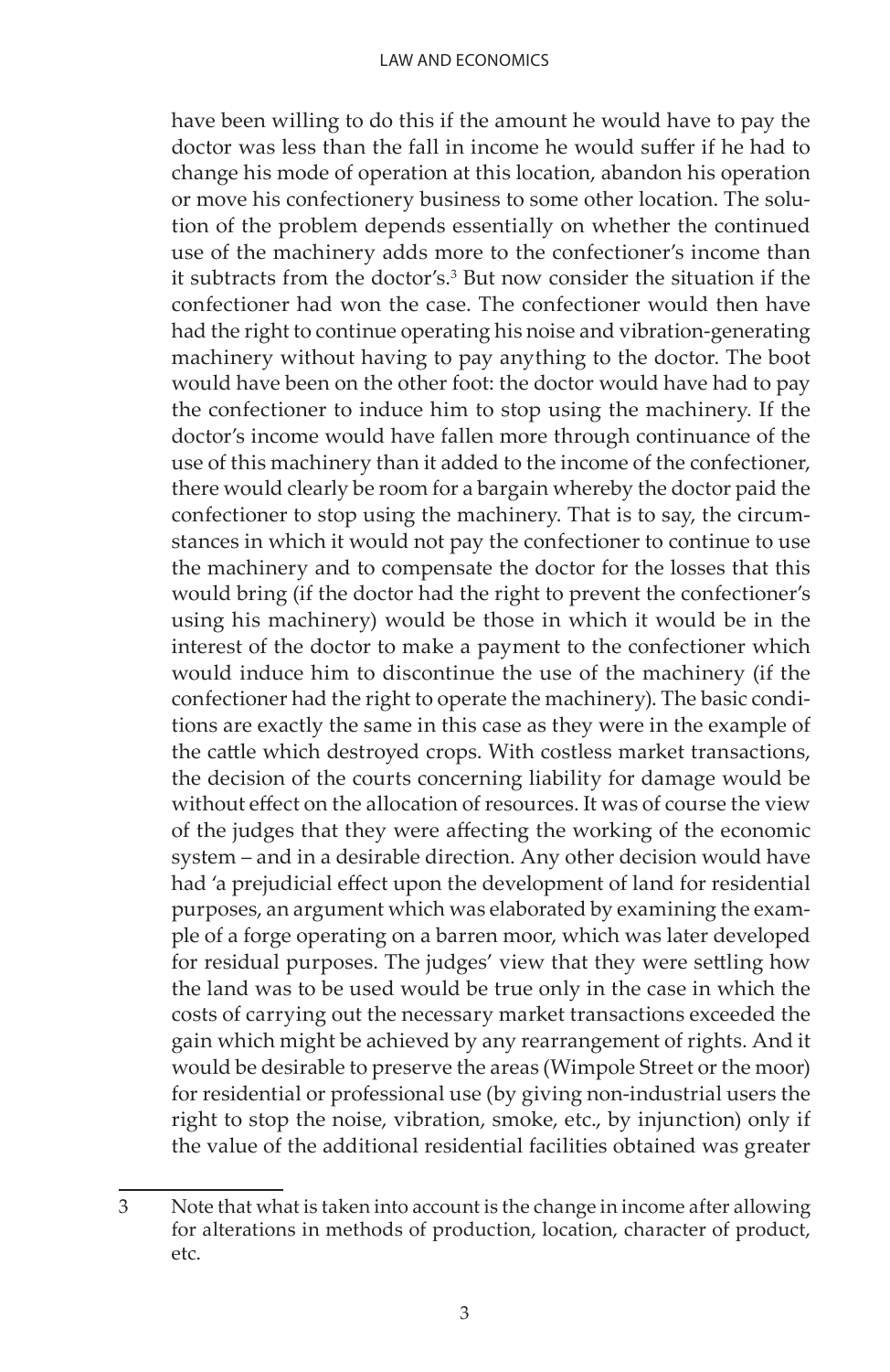have been willing to do this if the amount he would have to pay the doctor was less than the fall in income he would suffer if he had to change his mode of operation at this location, abandon his operation or move his confectionery business to some other location. The solution of the problem depends essentially on whether the continued use of the machinery adds more to the confectioner's income than it subtracts from the doctor's.[3] But now consider the situation if the confectioner had won the case. The confectioner would then have had the right to continue operating his noise and vibration-generating machinery without having to pay anything to the doctor. The boot would have been on the other foot: the doctor would have had to pay the confectioner to induce him to stop using the machinery. If the doctor's income would have fallen more through continuance of the use of this machinery than it added to the income of the confectioner, there would clearly be room for a bargain whereby the doctor paid the confectioner to stop using the machinery. That is to say, the circumstances in which it would not pay the confectioner to continue to use the machinery and to compensate the doctor for the losses that this would bring (if the doctor had the right to prevent the confectioner's using his machinery) would be those in which it would be in the interest of the doctor to make a payment to the confectioner which would induce him to discontinue the use of the machinery (if the confectioner had the right to operate the machinery). The basic conditions are exactly the same in this case as they were in the example of the cattle which destroyed crops. With costless market transactions, the decision of the courts concerning liability for damage would be without effect on the allocation of resources. It was of course the view of the judges that they were affecting the working of the economic system – and in a desirable direction. Any other decision would have had 'a prejudicial effect upon the development of land for residential purposes, an argument which was elaborated by examining the example of a forge operating on a barren moor, which was later developed for residual purposes. The judges' view that they were settling how the land was to be used would be true only in the case in which the costs of carrying out the necessary market transactions exceeded the gain which might be achieved by any rearrangement of rights. And it would be desirable to preserve the areas (Wimpole Street or the moor) for residential or professional use (by giving non-industrial users the right to stop the noise, vibration, smoke, etc., by injunction) only if the value of the additional residential facilities obtained was greater

---

3 Note that what is taken into account is the change in income after allowing for alterations in methods of production, location, character of product, etc.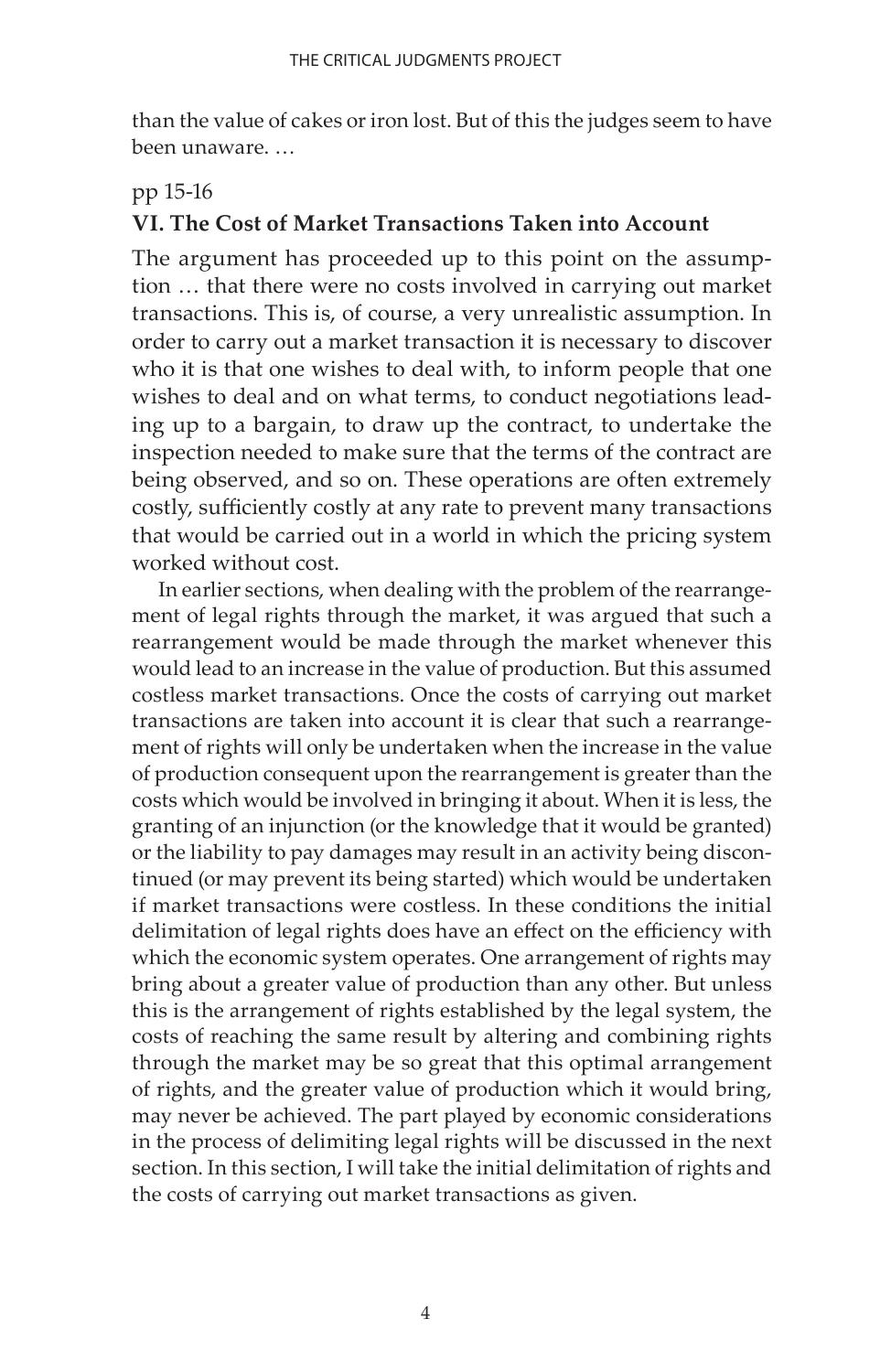than the value of cakes or iron lost. But of this the judges seem to have been unaware. …

pp 15-16

### VI. The Cost of Market Transactions Taken into Account

The argument has proceeded up to this point on the assumption … that there were no costs involved in carrying out market transactions. This is, of course, a very unrealistic assumption. In order to carry out a market transaction it is necessary to discover who it is that one wishes to deal with, to inform people that one wishes to deal and on what terms, to conduct negotiations leading up to a bargain, to draw up the contract, to undertake the inspection needed to make sure that the terms of the contract are being observed, and so on. These operations are often extremely costly, sufficiently costly at any rate to prevent many transactions that would be carried out in a world in which the pricing system worked without cost.

In earlier sections, when dealing with the problem of the rearrangement of legal rights through the market, it was argued that such a rearrangement would be made through the market whenever this would lead to an increase in the value of production. But this assumed costless market transactions. Once the costs of carrying out market transactions are taken into account it is clear that such a rearrangement of rights will only be undertaken when the increase in the value of production consequent upon the rearrangement is greater than the costs which would be involved in bringing it about. When it is less, the granting of an injunction (or the knowledge that it would be granted) or the liability to pay damages may result in an activity being discontinued (or may prevent its being started) which would be undertaken if market transactions were costless. In these conditions the initial delimitation of legal rights does have an effect on the efficiency with which the economic system operates. One arrangement of rights may bring about a greater value of production than any other. But unless this is the arrangement of rights established by the legal system, the costs of reaching the same result by altering and combining rights through the market may be so great that this optimal arrangement of rights, and the greater value of production which it would bring, may never be achieved. The part played by economic considerations in the process of delimiting legal rights will be discussed in the next section. In this section, I will take the initial delimitation of rights and the costs of carrying out market transactions as given.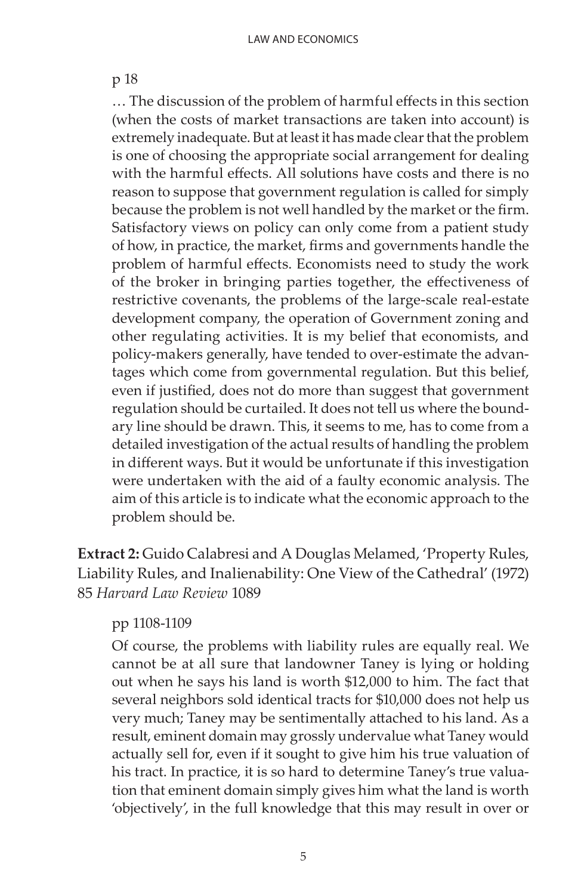p 18

… The discussion of the problem of harmful effects in this section (when the costs of market transactions are taken into account) is extremely inadequate. But at least it has made clear that the problem is one of choosing the appropriate social arrangement for dealing with the harmful effects. All solutions have costs and there is no reason to suppose that government regulation is called for simply because the problem is not well handled by the market or the firm. Satisfactory views on policy can only come from a patient study of how, in practice, the market, firms and governments handle the problem of harmful effects. Economists need to study the work of the broker in bringing parties together, the effectiveness of restrictive covenants, the problems of the large-scale real-estate development company, the operation of Government zoning and other regulating activities. It is my belief that economists, and policy-makers generally, have tended to over-estimate the advantages which come from governmental regulation. But this belief, even if justified, does not do more than suggest that government regulation should be curtailed. It does not tell us where the boundary line should be drawn. This, it seems to me, has to come from a detailed investigation of the actual results of handling the problem in different ways. But it would be unfortunate if this investigation were undertaken with the aid of a faulty economic analysis. The aim of this article is to indicate what the economic approach to the problem should be.

**Extract 2:** Guido Calabresi and A Douglas Melamed, 'Property Rules, Liability Rules, and Inalienability: One View of the Cathedral' (1972) 85 *Harvard Law Review* 1089

pp 1108-1109

Of course, the problems with liability rules are equally real. We cannot be at all sure that landowner Taney is lying or holding out when he says his land is worth $12,000 to him. The fact that several neighbors sold identical tracts for $10,000 does not help us very much; Taney may be sentimentally attached to his land. As a result, eminent domain may grossly undervalue what Taney would actually sell for, even if it sought to give him his true valuation of his tract. In practice, it is so hard to determine Taney's true valuation that eminent domain simply gives him what the land is worth 'objectively', in the full knowledge that this may result in over or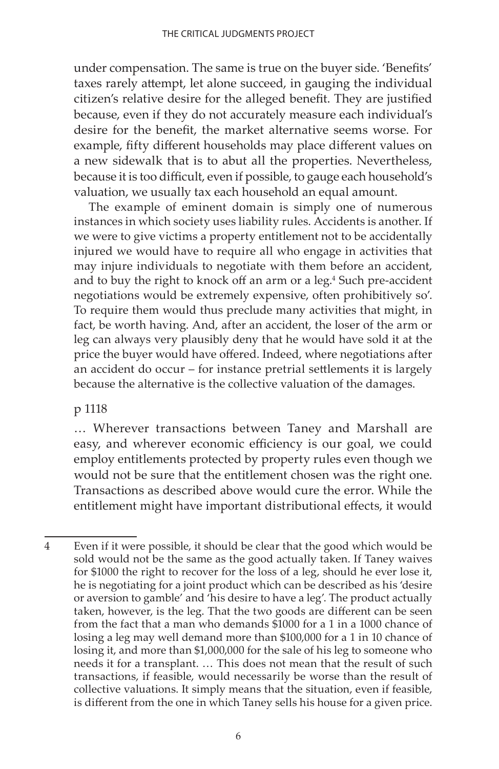under compensation. The same is true on the buyer side. 'Benefits' taxes rarely attempt, let alone succeed, in gauging the individual citizen's relative desire for the alleged benefit. They are justified because, even if they do not accurately measure each individual's desire for the benefit, the market alternative seems worse. For example, fifty different households may place different values on a new sidewalk that is to abut all the properties. Nevertheless, because it is too difficult, even if possible, to gauge each household's valuation, we usually tax each household an equal amount.

The example of eminent domain is simply one of numerous instances in which society uses liability rules. Accidents is another. If we were to give victims a property entitlement not to be accidentally injured we would have to require all who engage in activities that may injure individuals to negotiate with them before an accident, and to buy the right to knock off an arm or a leg.[4] Such pre-accident negotiations would be extremely expensive, often prohibitively so'. To require them would thus preclude many activities that might, in fact, be worth having. And, after an accident, the loser of the arm or leg can always very plausibly deny that he would have sold it at the price the buyer would have offered. Indeed, where negotiations after an accident do occur – for instance pretrial settlements it is largely because the alternative is the collective valuation of the damages.

p 1118

… Wherever transactions between Taney and Marshall are easy, and wherever economic efficiency is our goal, we could employ entitlements protected by property rules even though we would not be sure that the entitlement chosen was the right one. Transactions as described above would cure the error. While the entitlement might have important distributional effects, it would

---

4 Even if it were possible, it should be clear that the good which would be sold would not be the same as the good actually taken. If Taney waives for $1000 the right to recover for the loss of a leg, should he ever lose it, he is negotiating for a joint product which can be described as his 'desire or aversion to gamble' and 'his desire to have a leg'. The product actually taken, however, is the leg. That the two goods are different can be seen from the fact that a man who demands $1000 for a 1 in a 1000 chance of losing a leg may well demand more than $100,000 for a 1 in 10 chance of losing it, and more than $1,000,000 for the sale of his leg to someone who needs it for a transplant. … This does not mean that the result of such transactions, if feasible, would necessarily be worse than the result of collective valuations. It simply means that the situation, even if feasible, is different from the one in which Taney sells his house for a given price.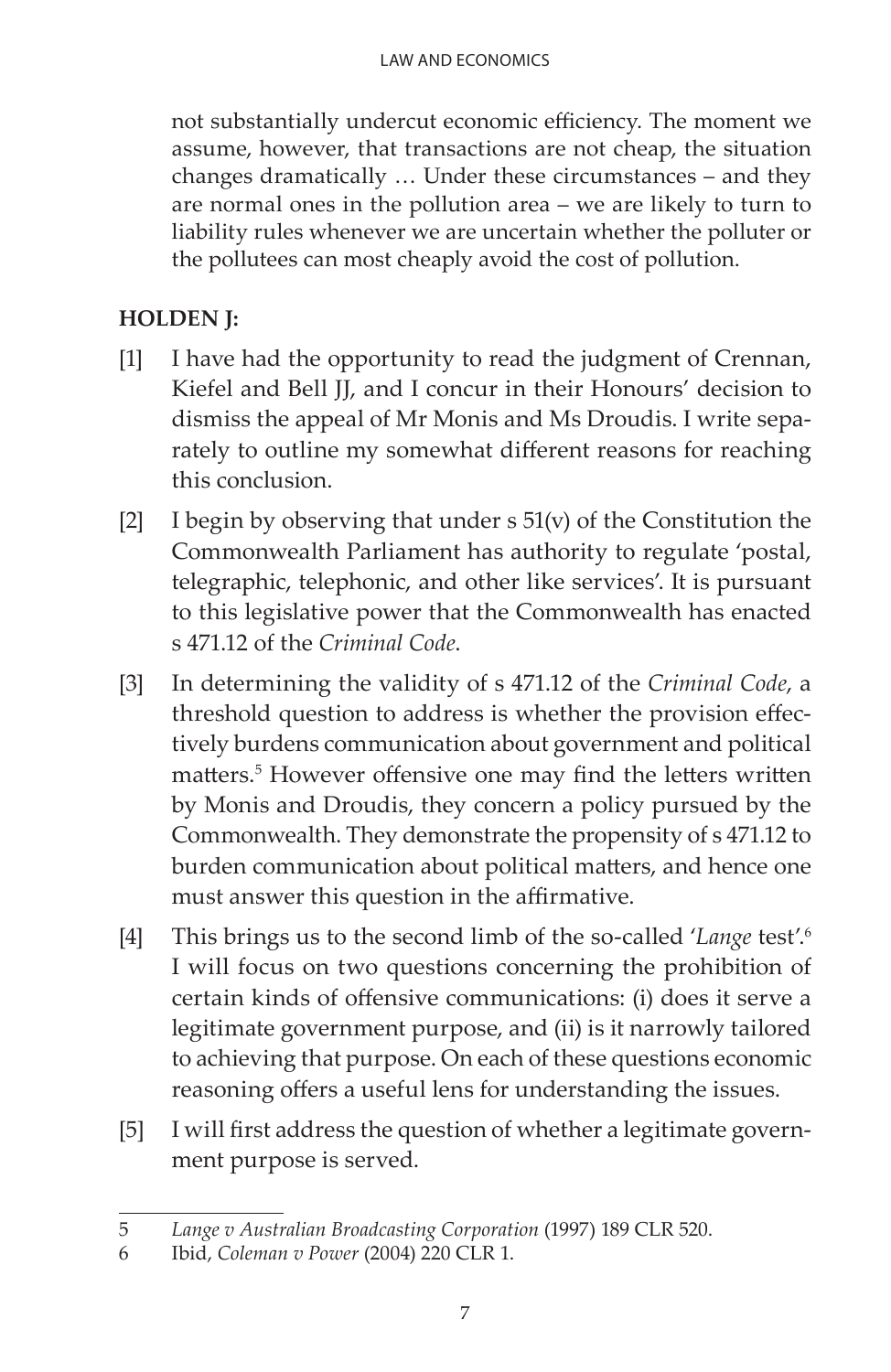not substantially undercut economic efficiency. The moment we assume, however, that transactions are not cheap, the situation changes dramatically … Under these circumstances – and they are normal ones in the pollution area – we are likely to turn to liability rules whenever we are uncertain whether the polluter or the pollutees can most cheaply avoid the cost of pollution.

**HOLDEN J:**

[1] I have had the opportunity to read the judgment of Crennan, Kiefel and Bell JJ, and I concur in their Honours' decision to dismiss the appeal of Mr Monis and Ms Droudis. I write separately to outline my somewhat different reasons for reaching this conclusion.

[2] I begin by observing that under s 51(v) of the Constitution the Commonwealth Parliament has authority to regulate 'postal, telegraphic, telephonic, and other like services'. It is pursuant to this legislative power that the Commonwealth has enacted s 471.12 of the *Criminal Code*.

[3] In determining the validity of s 471.12 of the *Criminal Code*, a threshold question to address is whether the provision effectively burdens communication about government and political matters.[5] However offensive one may find the letters written by Monis and Droudis, they concern a policy pursued by the Commonwealth. They demonstrate the propensity of s 471.12 to burden communication about political matters, and hence one must answer this question in the affirmative.

[4] This brings us to the second limb of the so-called '*Lange* test'.[6] I will focus on two questions concerning the prohibition of certain kinds of offensive communications: (i) does it serve a legitimate government purpose, and (ii) is it narrowly tailored to achieving that purpose. On each of these questions economic reasoning offers a useful lens for understanding the issues.

[5] I will first address the question of whether a legitimate government purpose is served.

---

5 *Lange v Australian Broadcasting Corporation* (1997) 189 CLR 520.

6 Ibid, *Coleman v Power* (2004) 220 CLR 1.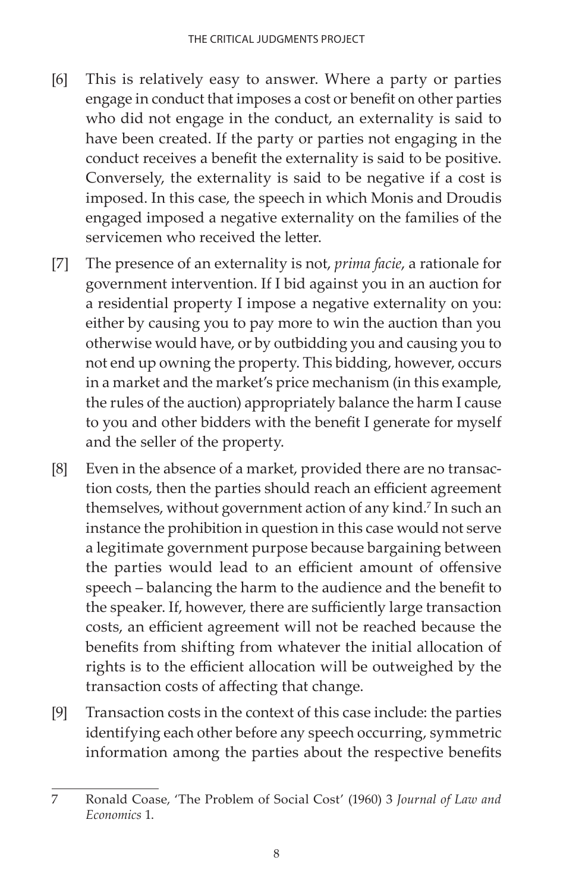[6] This is relatively easy to answer. Where a party or parties engage in conduct that imposes a cost or benefit on other parties who did not engage in the conduct, an externality is said to have been created. If the party or parties not engaging in the conduct receives a benefit the externality is said to be positive. Conversely, the externality is said to be negative if a cost is imposed. In this case, the speech in which Monis and Droudis engaged imposed a negative externality on the families of the servicemen who received the letter.

[7] The presence of an externality is not, *prima facie*, a rationale for government intervention. If I bid against you in an auction for a residential property I impose a negative externality on you: either by causing you to pay more to win the auction than you otherwise would have, or by outbidding you and causing you to not end up owning the property. This bidding, however, occurs in a market and the market's price mechanism (in this example, the rules of the auction) appropriately balance the harm I cause to you and other bidders with the benefit I generate for myself and the seller of the property.

[8] Even in the absence of a market, provided there are no transaction costs, then the parties should reach an efficient agreement themselves, without government action of any kind.[7] In such an instance the prohibition in question in this case would not serve a legitimate government purpose because bargaining between the parties would lead to an efficient amount of offensive speech – balancing the harm to the audience and the benefit to the speaker. If, however, there are sufficiently large transaction costs, an efficient agreement will not be reached because the benefits from shifting from whatever the initial allocation of rights is to the efficient allocation will be outweighed by the transaction costs of affecting that change.

[9] Transaction costs in the context of this case include: the parties identifying each other before any speech occurring, symmetric information among the parties about the respective benefits

---

7 Ronald Coase, 'The Problem of Social Cost' (1960) 3 *Journal of Law and Economics* 1.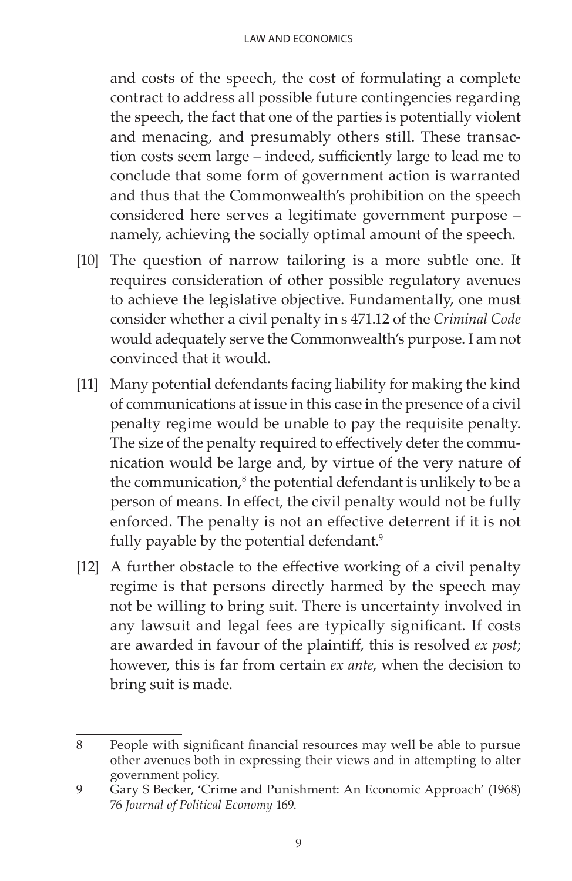and costs of the speech, the cost of formulating a complete contract to address all possible future contingencies regarding the speech, the fact that one of the parties is potentially violent and menacing, and presumably others still. These transaction costs seem large – indeed, sufficiently large to lead me to conclude that some form of government action is warranted and thus that the Commonwealth's prohibition on the speech considered here serves a legitimate government purpose – namely, achieving the socially optimal amount of the speech.

[10] The question of narrow tailoring is a more subtle one. It requires consideration of other possible regulatory avenues to achieve the legislative objective. Fundamentally, one must consider whether a civil penalty in s 471.12 of the *Criminal Code* would adequately serve the Commonwealth's purpose. I am not convinced that it would.

[11] Many potential defendants facing liability for making the kind of communications at issue in this case in the presence of a civil penalty regime would be unable to pay the requisite penalty. The size of the penalty required to effectively deter the communication would be large and, by virtue of the very nature of the communication,[8] the potential defendant is unlikely to be a person of means. In effect, the civil penalty would not be fully enforced. The penalty is not an effective deterrent if it is not fully payable by the potential defendant.[9]

[12] A further obstacle to the effective working of a civil penalty regime is that persons directly harmed by the speech may not be willing to bring suit. There is uncertainty involved in any lawsuit and legal fees are typically significant. If costs are awarded in favour of the plaintiff, this is resolved *ex post*; however, this is far from certain *ex ante*, when the decision to bring suit is made.

---

8 People with significant financial resources may well be able to pursue other avenues both in expressing their views and in attempting to alter government policy.

9 Gary S Becker, 'Crime and Punishment: An Economic Approach' (1968) 76 *Journal of Political Economy* 169.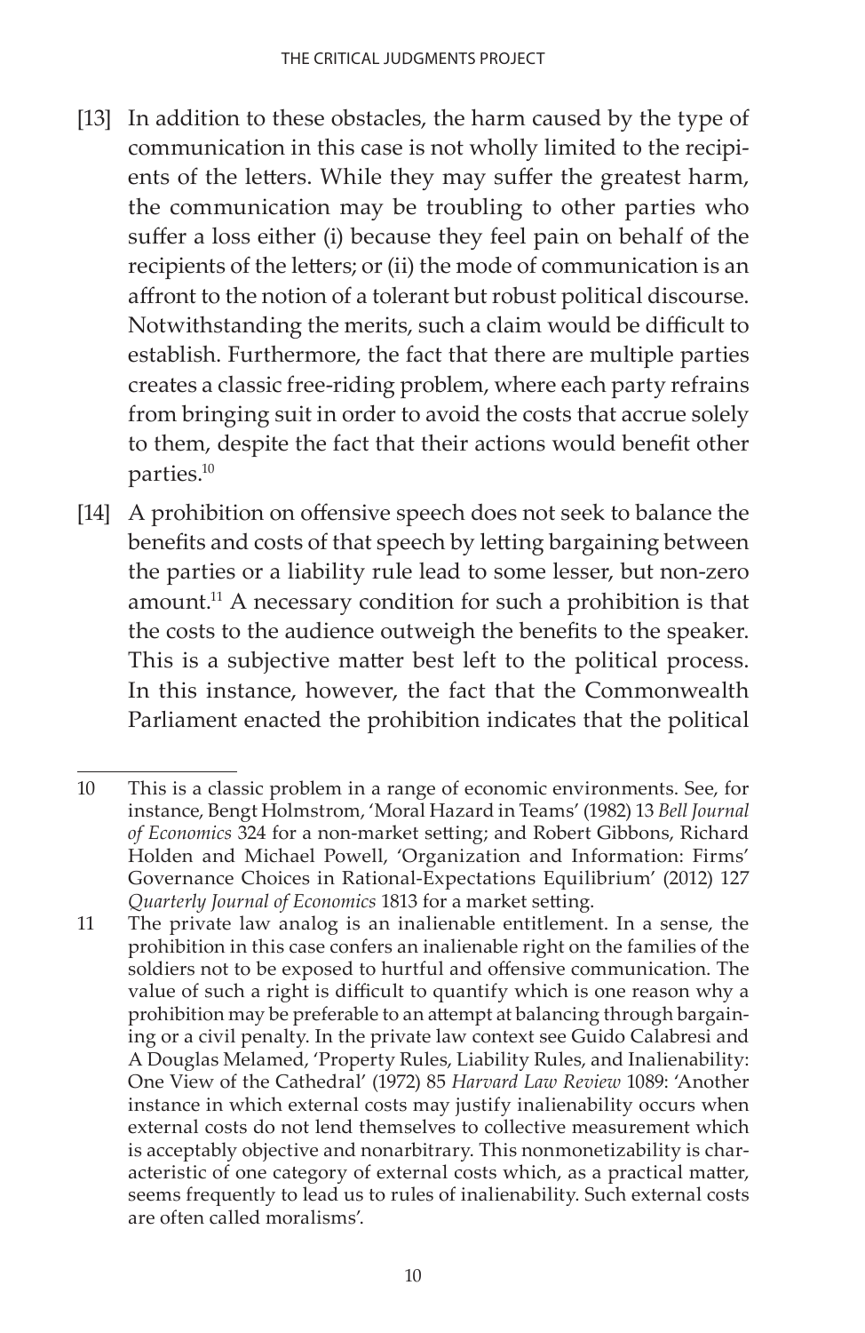[13] In addition to these obstacles, the harm caused by the type of communication in this case is not wholly limited to the recipients of the letters. While they may suffer the greatest harm, the communication may be troubling to other parties who suffer a loss either (i) because they feel pain on behalf of the recipients of the letters; or (ii) the mode of communication is an affront to the notion of a tolerant but robust political discourse. Notwithstanding the merits, such a claim would be difficult to establish. Furthermore, the fact that there are multiple parties creates a classic free-riding problem, where each party refrains from bringing suit in order to avoid the costs that accrue solely to them, despite the fact that their actions would benefit other parties.[10]

[14] A prohibition on offensive speech does not seek to balance the benefits and costs of that speech by letting bargaining between the parties or a liability rule lead to some lesser, but non-zero amount.[11] A necessary condition for such a prohibition is that the costs to the audience outweigh the benefits to the speaker. This is a subjective matter best left to the political process. In this instance, however, the fact that the Commonwealth Parliament enacted the prohibition indicates that the political

---

10 This is a classic problem in a range of economic environments. See, for instance, Bengt Holmstrom, 'Moral Hazard in Teams' (1982) 13 *Bell Journal of Economics* 324 for a non-market setting; and Robert Gibbons, Richard Holden and Michael Powell, 'Organization and Information: Firms' Governance Choices in Rational-Expectations Equilibrium' (2012) 127 *Quarterly Journal of Economics* 1813 for a market setting.

11 The private law analog is an inalienable entitlement. In a sense, the prohibition in this case confers an inalienable right on the families of the soldiers not to be exposed to hurtful and offensive communication. The value of such a right is difficult to quantify which is one reason why a prohibition may be preferable to an attempt at balancing through bargaining or a civil penalty. In the private law context see Guido Calabresi and A Douglas Melamed, 'Property Rules, Liability Rules, and Inalienability: One View of the Cathedral' (1972) 85 *Harvard Law Review* 1089: 'Another instance in which external costs may justify inalienability occurs when external costs do not lend themselves to collective measurement which is acceptably objective and nonarbitrary. This nonmonetizability is characteristic of one category of external costs which, as a practical matter, seems frequently to lead us to rules of inalienability. Such external costs are often called moralisms'.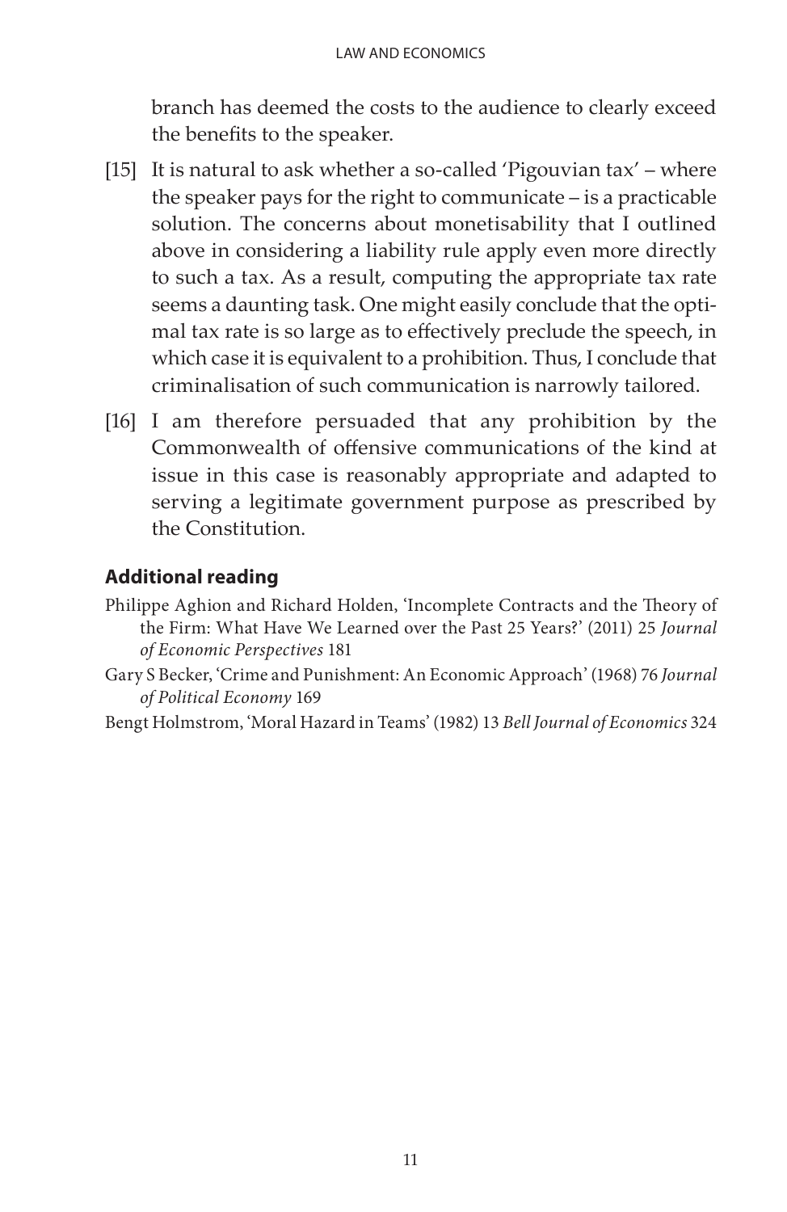branch has deemed the costs to the audience to clearly exceed the benefits to the speaker.

[15] It is natural to ask whether a so-called 'Pigouvian tax' – where the speaker pays for the right to communicate – is a practicable solution. The concerns about monetisability that I outlined above in considering a liability rule apply even more directly to such a tax. As a result, computing the appropriate tax rate seems a daunting task. One might easily conclude that the optimal tax rate is so large as to effectively preclude the speech, in which case it is equivalent to a prohibition. Thus, I conclude that criminalisation of such communication is narrowly tailored.

[16] I am therefore persuaded that any prohibition by the Commonwealth of offensive communications of the kind at issue in this case is reasonably appropriate and adapted to serving a legitimate government purpose as prescribed by the Constitution.

## Additional reading

Philippe Aghion and Richard Holden, 'Incomplete Contracts and the Theory of the Firm: What Have We Learned over the Past 25 Years?' (2011) 25 *Journal of Economic Perspectives* 181

Gary S Becker, 'Crime and Punishment: An Economic Approach' (1968) 76 *Journal of Political Economy* 169

Bengt Holmstrom, 'Moral Hazard in Teams' (1982) 13 *Bell Journal of Economics* 324